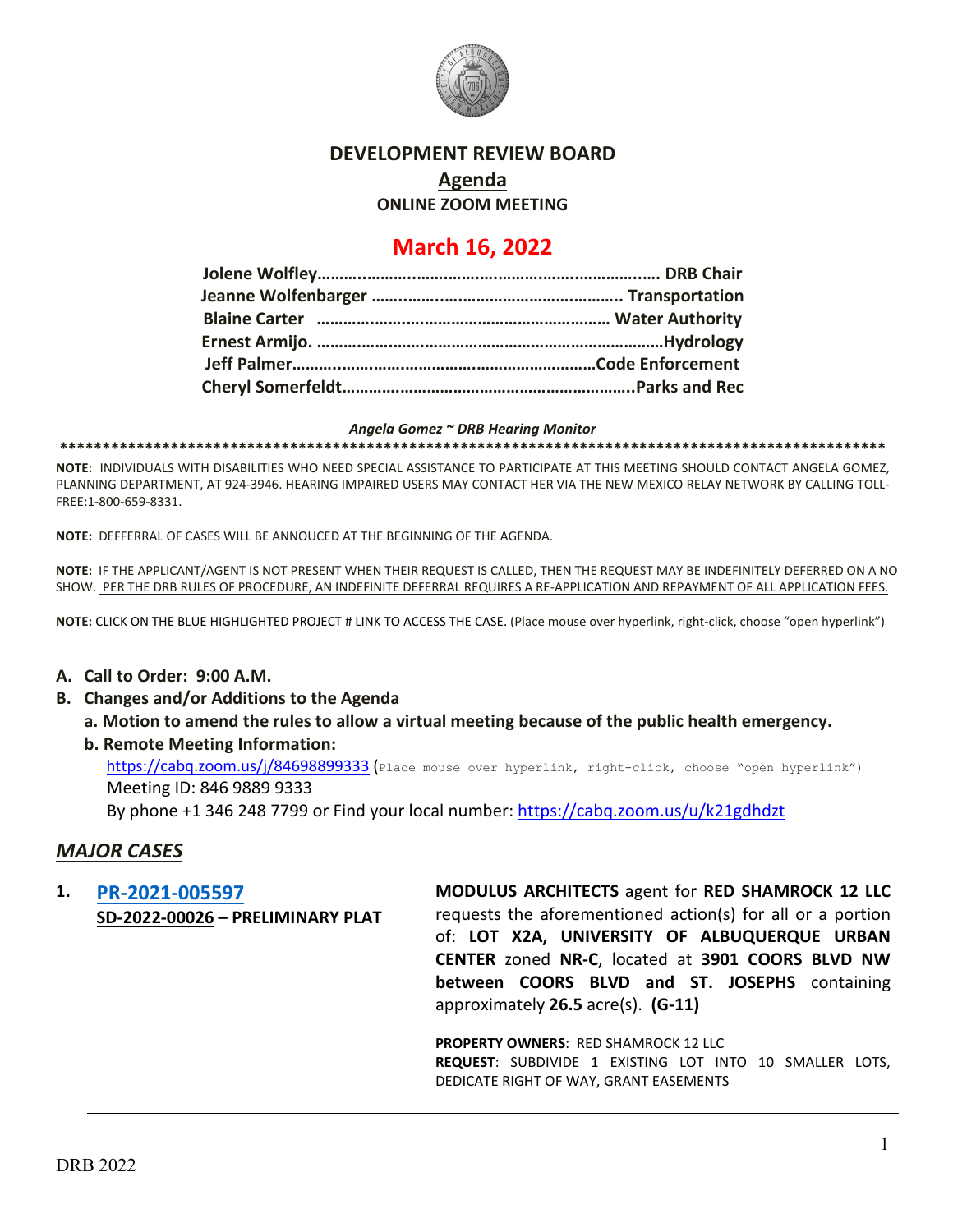# DEVELOPMENT REVIEW BOARD

## Agenda

**ONLINE ZOOM MEETING**

## March 16, 2022

**Jolene Wolfley……………………………………………………………. DRB Chair**
**Jeanne Wolfenbarger ………………………………………………….. Transportation**
**Blaine Carter ……………………………………………………… Water Authority**
**Ernest Armijo. ………………………………………………………………Hydrology**
**Jeff Palmer……………………………………………………………Code Enforcement**
**Cheryl Somerfeldt………………………………………………………..Parks and Rec**

***Angela Gomez ~ DRB Hearing Monitor***

****************************************************************************************************

**NOTE:** INDIVIDUALS WITH DISABILITIES WHO NEED SPECIAL ASSISTANCE TO PARTICIPATE AT THIS MEETING SHOULD CONTACT ANGELA GOMEZ, PLANNING DEPARTMENT, AT 924-3946. HEARING IMPAIRED USERS MAY CONTACT HER VIA THE NEW MEXICO RELAY NETWORK BY CALLING TOLL-FREE:1-800-659-8331.

**NOTE:** DEFFERRAL OF CASES WILL BE ANNOUCED AT THE BEGINNING OF THE AGENDA.

**NOTE:** IF THE APPLICANT/AGENT IS NOT PRESENT WHEN THEIR REQUEST IS CALLED, THEN THE REQUEST MAY BE INDEFINITELY DEFERRED ON A NO SHOW. PER THE DRB RULES OF PROCEDURE, AN INDEFINITE DEFERRAL REQUIRES A RE-APPLICATION AND REPAYMENT OF ALL APPLICATION FEES.

**NOTE:** CLICK ON THE BLUE HIGHLIGHTED PROJECT # LINK TO ACCESS THE CASE. (Place mouse over hyperlink, right-click, choose "open hyperlink")

**A. Call to Order: 9:00 A.M.**

**B. Changes and/or Additions to the Agenda**

**a. Motion to amend the rules to allow a virtual meeting because of the public health emergency.**

**b. Remote Meeting Information:**

https://cabq.zoom.us/j/84698899333 (Place mouse over hyperlink, right-click, choose "open hyperlink")

Meeting ID: 846 9889 9333

By phone +1 346 248 7799 or Find your local number: https://cabq.zoom.us/u/k21gdhdzt

## *MAJOR CASES*

**1. PR-2021-005597**
**SD-2022-00026 – PRELIMINARY PLAT**

**MODULUS ARCHITECTS** agent for **RED SHAMROCK 12 LLC** requests the aforementioned action(s) for all or a portion of: **LOT X2A, UNIVERSITY OF ALBUQUERQUE URBAN CENTER** zoned **NR-C**, located at **3901 COORS BLVD NW between COORS BLVD and ST. JOSEPHS** containing approximately **26.5** acre(s). **(G-11)**

**PROPERTY OWNERS**: RED SHAMROCK 12 LLC
**REQUEST**: SUBDIVIDE 1 EXISTING LOT INTO 10 SMALLER LOTS, DEDICATE RIGHT OF WAY, GRANT EASEMENTS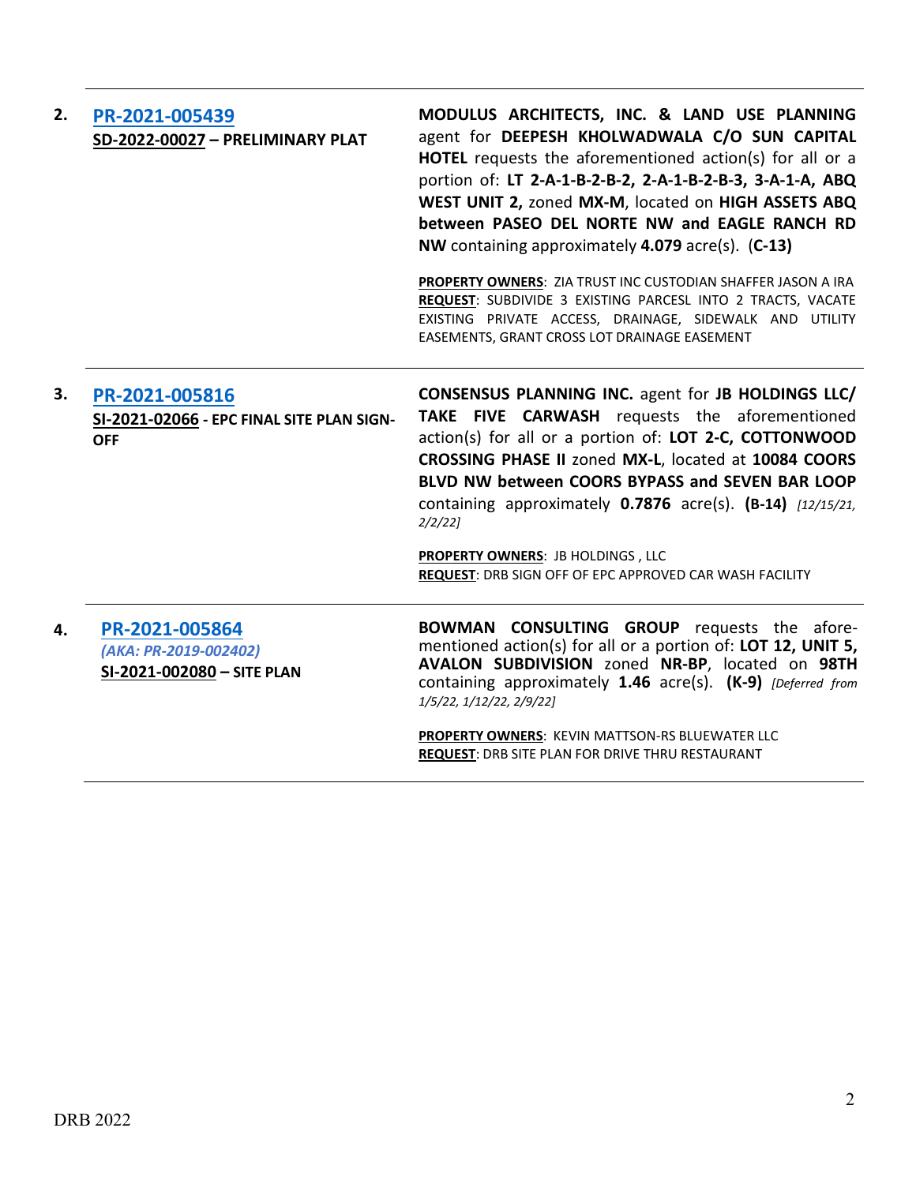| | | |
|---|---|---|
| 2. | [PR-2021-005439](#)<br>**SD-2022-00027 – PRELIMINARY PLAT** | **MODULUS ARCHITECTS, INC. & LAND USE PLANNING** agent for **DEEPESH KHOLWADWALA C/O SUN CAPITAL HOTEL** requests the aforementioned action(s) for all or a portion of: **LT 2-A-1-B-2-B-2, 2-A-1-B-2-B-3, 3-A-1-A, ABQ WEST UNIT 2,** zoned **MX-M**, located on **HIGH ASSETS ABQ between PASEO DEL NORTE NW and EAGLE RANCH RD NW** containing approximately **4.079** acre(s). (**C-13)**<br><br>**PROPERTY OWNERS**: ZIA TRUST INC CUSTODIAN SHAFFER JASON A IRA<br>**REQUEST**: SUBDIVIDE 3 EXISTING PARCESL INTO 2 TRACTS, VACATE EXISTING PRIVATE ACCESS, DRAINAGE, SIDEWALK AND UTILITY EASEMENTS, GRANT CROSS LOT DRAINAGE EASEMENT |
| 3. | [PR-2021-005816](#)<br>**SI-2021-02066 - EPC FINAL SITE PLAN SIGN-OFF** | **CONSENSUS PLANNING INC.** agent for **JB HOLDINGS LLC/ TAKE FIVE CARWASH** requests the aforementioned action(s) for all or a portion of: **LOT 2-C, COTTONWOOD CROSSING PHASE II** zoned **MX-L**, located at **10084 COORS BLVD NW between COORS BYPASS and SEVEN BAR LOOP** containing approximately **0.7876** acre(s). **(B-14)** *[12/15/21, 2/2/22]*<br><br>**PROPERTY OWNERS**: JB HOLDINGS , LLC<br>**REQUEST**: DRB SIGN OFF OF EPC APPROVED CAR WASH FACILITY |
| 4. | [PR-2021-005864](#)<br>*(AKA: PR-2019-002402)*<br>**SI-2021-002080 – SITE PLAN** | **BOWMAN CONSULTING GROUP** requests the afore-mentioned action(s) for all or a portion of: **LOT 12, UNIT 5, AVALON SUBDIVISION** zoned **NR-BP**, located on **98TH** containing approximately **1.46** acre(s). **(K-9)** *[Deferred from 1/5/22, 1/12/22, 2/9/22]*<br><br>**PROPERTY OWNERS**: KEVIN MATTSON-RS BLUEWATER LLC<br>**REQUEST**: DRB SITE PLAN FOR DRIVE THRU RESTAURANT |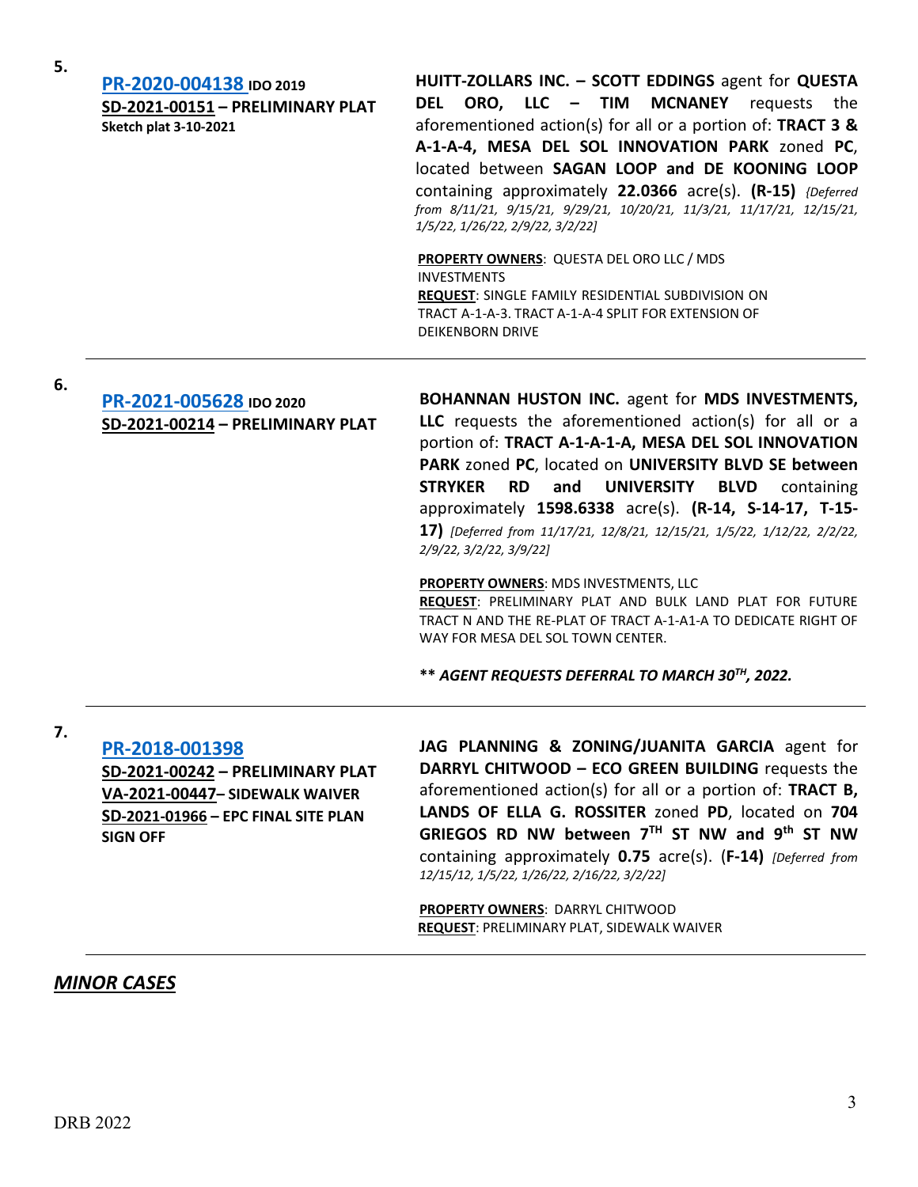5.

**PR-2020-004138 IDO 2019**
**SD-2021-00151 – PRELIMINARY PLAT**
**Sketch plat 3-10-2021**

**HUITT-ZOLLARS INC. – SCOTT EDDINGS** agent for **QUESTA DEL ORO, LLC – TIM MCNANEY** requests the aforementioned action(s) for all or a portion of: **TRACT 3 & A-1-A-4, MESA DEL SOL INNOVATION PARK** zoned **PC**, located between **SAGAN LOOP and DE KOONING LOOP** containing approximately **22.0366** acre(s). **(R-15)** *{Deferred from 8/11/21, 9/15/21, 9/29/21, 10/20/21, 11/3/21, 11/17/21, 12/15/21, 1/5/22, 1/26/22, 2/9/22, 3/2/22]*

**PROPERTY OWNERS**: QUESTA DEL ORO LLC / MDS INVESTMENTS
**REQUEST**: SINGLE FAMILY RESIDENTIAL SUBDIVISION ON TRACT A-1-A-3. TRACT A-1-A-4 SPLIT FOR EXTENSION OF DEIKENBORN DRIVE

---

6.

**PR-2021-005628 IDO 2020**
**SD-2021-00214 – PRELIMINARY PLAT**

**BOHANNAN HUSTON INC.** agent for **MDS INVESTMENTS, LLC** requests the aforementioned action(s) for all or a portion of: **TRACT A-1-A-1-A, MESA DEL SOL INNOVATION PARK** zoned **PC**, located on **UNIVERSITY BLVD SE between STRYKER RD and UNIVERSITY BLVD** containing approximately **1598.6338** acre(s). **(R-14, S-14-17, T-15-17)** *[Deferred from 11/17/21, 12/8/21, 12/15/21, 1/5/22, 1/12/22, 2/2/22, 2/9/22, 3/2/22, 3/9/22]*

**PROPERTY OWNERS**: MDS INVESTMENTS, LLC
**REQUEST**: PRELIMINARY PLAT AND BULK LAND PLAT FOR FUTURE TRACT N AND THE RE-PLAT OF TRACT A-1-A1-A TO DEDICATE RIGHT OF WAY FOR MESA DEL SOL TOWN CENTER.

***\*\* AGENT REQUESTS DEFERRAL TO MARCH 30TH, 2022.***

---

7.

**PR-2018-001398**
**SD-2021-00242 – PRELIMINARY PLAT**
**VA-2021-00447– SIDEWALK WAIVER**
**SD-2021-01966 – EPC FINAL SITE PLAN SIGN OFF**

**JAG PLANNING & ZONING/JUANITA GARCIA** agent for **DARRYL CHITWOOD – ECO GREEN BUILDING** requests the aforementioned action(s) for all or a portion of: **TRACT B, LANDS OF ELLA G. ROSSITER** zoned **PD**, located on **704 GRIEGOS RD NW between 7TH ST NW and 9th ST NW** containing approximately **0.75** acre(s). (**F-14)** *[Deferred from 12/15/12, 1/5/22, 1/26/22, 2/16/22, 3/2/22]*

**PROPERTY OWNERS**: DARRYL CHITWOOD
**REQUEST**: PRELIMINARY PLAT, SIDEWALK WAIVER

---

## ***MINOR CASES***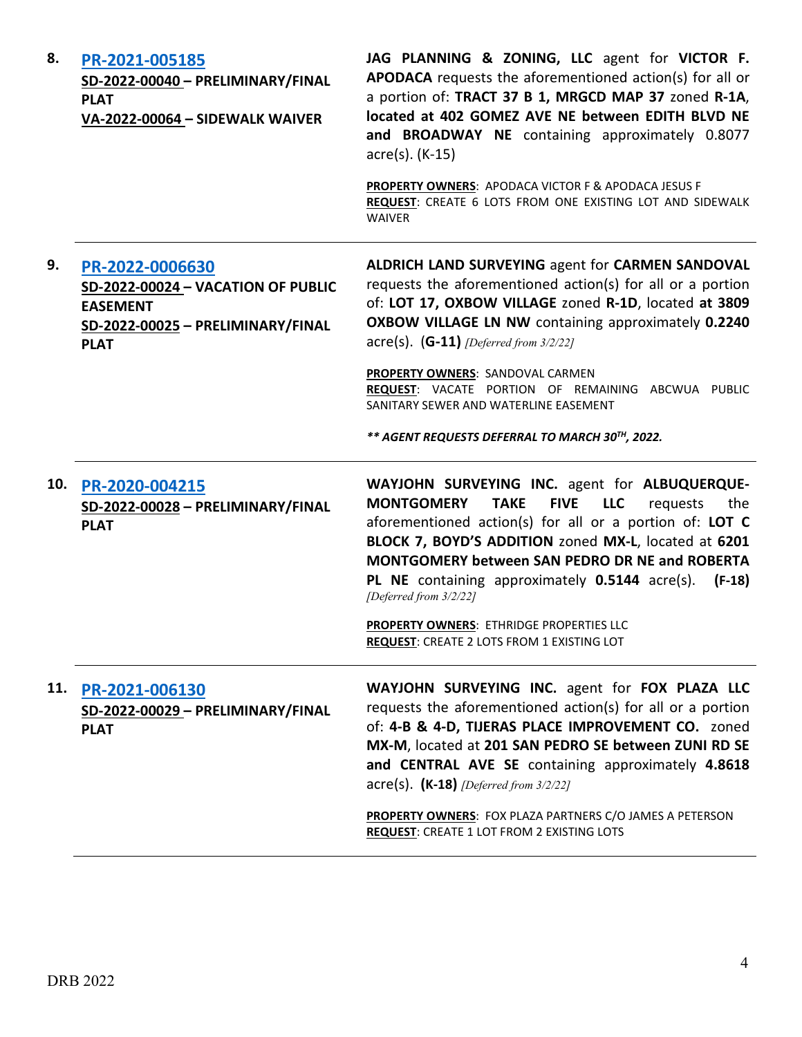| | | |
|---|---|---|
| **8.** | **PR-2021-005185**<br>**SD-2022-00040 – PRELIMINARY/FINAL PLAT**<br>**VA-2022-00064 – SIDEWALK WAIVER** | **JAG PLANNING & ZONING, LLC** agent for **VICTOR F. APODACA** requests the aforementioned action(s) for all or a portion of: **TRACT 37 B 1, MRGCD MAP 37** zoned **R-1A**, **located at 402 GOMEZ AVE NE between EDITH BLVD NE and BROADWAY NE** containing approximately 0.8077 acre(s). (K-15)<br><br>**PROPERTY OWNERS**: APODACA VICTOR F & APODACA JESUS F<br>**REQUEST**: CREATE 6 LOTS FROM ONE EXISTING LOT AND SIDEWALK WAIVER |
| **9.** | **PR-2022-0006630**<br>**SD-2022-00024 – VACATION OF PUBLIC EASEMENT**<br>**SD-2022-00025 – PRELIMINARY/FINAL PLAT** | **ALDRICH LAND SURVEYING** agent for **CARMEN SANDOVAL** requests the aforementioned action(s) for all or a portion of: **LOT 17, OXBOW VILLAGE** zoned **R-1D**, located **at 3809 OXBOW VILLAGE LN NW** containing approximately **0.2240** acre(s). **(G-11)** *[Deferred from 3/2/22]*<br><br>**PROPERTY OWNERS**: SANDOVAL CARMEN<br>**REQUEST**: VACATE PORTION OF REMAINING ABCWUA PUBLIC SANITARY SEWER AND WATERLINE EASEMENT<br><br>***\*\* AGENT REQUESTS DEFERRAL TO MARCH 30TH, 2022.*** |
| **10.** | **PR-2020-004215**<br>**SD-2022-00028 – PRELIMINARY/FINAL PLAT** | **WAYJOHN SURVEYING INC.** agent for **ALBUQUERQUE-MONTGOMERY TAKE FIVE LLC** requests the aforementioned action(s) for all or a portion of: **LOT C BLOCK 7, BOYD'S ADDITION** zoned **MX-L**, located at **6201 MONTGOMERY between SAN PEDRO DR NE and ROBERTA PL NE** containing approximately **0.5144** acre(s). **(F-18)** *[Deferred from 3/2/22]*<br><br>**PROPERTY OWNERS**: ETHRIDGE PROPERTIES LLC<br>**REQUEST**: CREATE 2 LOTS FROM 1 EXISTING LOT |
| **11.** | **PR-2021-006130**<br>**SD-2022-00029 – PRELIMINARY/FINAL PLAT** | **WAYJOHN SURVEYING INC.** agent for **FOX PLAZA LLC** requests the aforementioned action(s) for all or a portion of: **4-B & 4-D, TIJERAS PLACE IMPROVEMENT CO.** zoned **MX-M**, located at **201 SAN PEDRO SE between ZUNI RD SE and CENTRAL AVE SE** containing approximately **4.8618** acre(s). **(K-18)** *[Deferred from 3/2/22]*<br><br>**PROPERTY OWNERS**: FOX PLAZA PARTNERS C/O JAMES A PETERSON<br>**REQUEST**: CREATE 1 LOT FROM 2 EXISTING LOTS |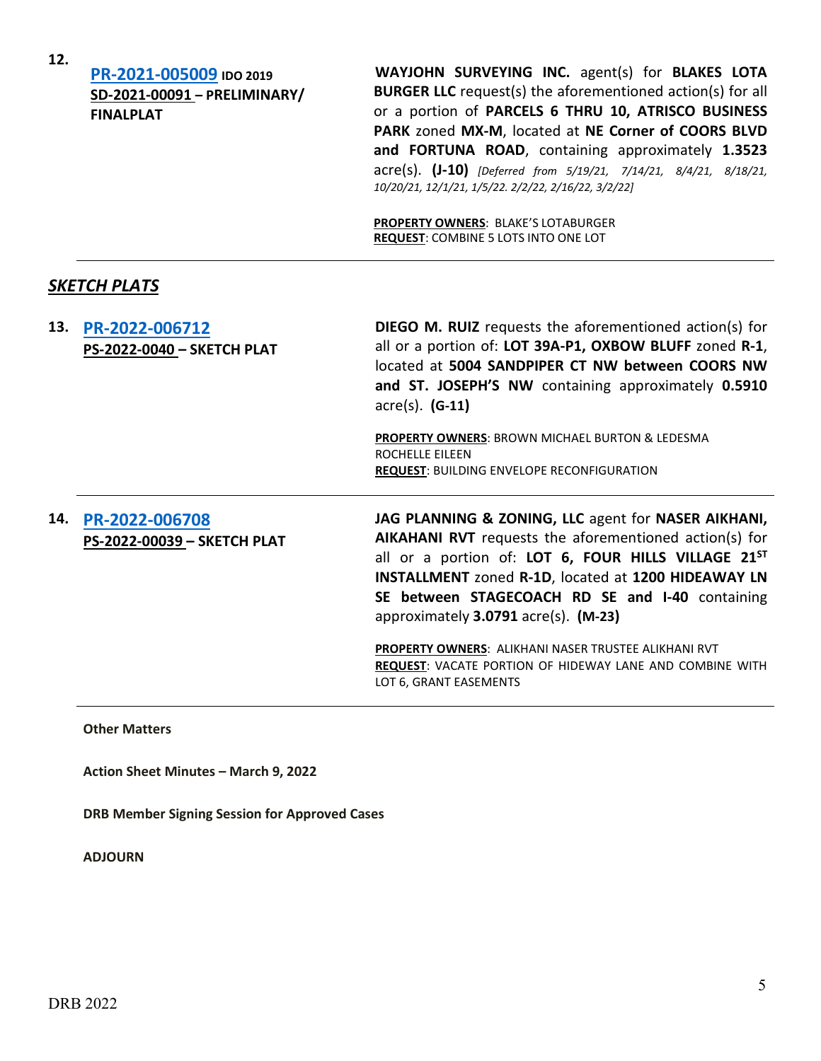12. **PR-2021-005009** **IDO 2019**
**SD-2021-00091 – PRELIMINARY/ FINALPLAT**

**WAYJOHN SURVEYING INC.** agent(s) for **BLAKES LOTA BURGER LLC** request(s) the aforementioned action(s) for all or a portion of **PARCELS 6 THRU 10, ATRISCO BUSINESS PARK** zoned **MX-M**, located at **NE Corner of COORS BLVD and FORTUNA ROAD**, containing approximately **1.3523** acre(s). **(J-10)** *[Deferred from 5/19/21, 7/14/21, 8/4/21, 8/18/21, 10/20/21, 12/1/21, 1/5/22. 2/2/22, 2/16/22, 3/2/22]*

**PROPERTY OWNERS**: BLAKE'S LOTABURGER
**REQUEST**: COMBINE 5 LOTS INTO ONE LOT

---

## *SKETCH PLATS*

13. **PR-2022-006712**
**PS-2022-0040 – SKETCH PLAT**

**DIEGO M. RUIZ** requests the aforementioned action(s) for all or a portion of: **LOT 39A-P1, OXBOW BLUFF** zoned **R-1**, located at **5004 SANDPIPER CT NW between COORS NW and ST. JOSEPH'S NW** containing approximately **0.5910** acre(s). **(G-11)**

**PROPERTY OWNERS**: BROWN MICHAEL BURTON & LEDESMA ROCHELLE EILEEN
**REQUEST**: BUILDING ENVELOPE RECONFIGURATION

---

14. **PR-2022-006708**
**PS-2022-00039 – SKETCH PLAT**

**JAG PLANNING & ZONING, LLC** agent for **NASER AIKHANI, AIKAHANI RVT** requests the aforementioned action(s) for all or a portion of: **LOT 6, FOUR HILLS VILLAGE 21ST INSTALLMENT** zoned **R-1D**, located at **1200 HIDEAWAY LN SE between STAGECOACH RD SE and I-40** containing approximately **3.0791** acre(s). **(M-23)**

**PROPERTY OWNERS**: ALIKHANI NASER TRUSTEE ALIKHANI RVT
**REQUEST**: VACATE PORTION OF HIDEWAY LANE AND COMBINE WITH LOT 6, GRANT EASEMENTS

---

**Other Matters**

**Action Sheet Minutes – March 9, 2022**

**DRB Member Signing Session for Approved Cases**

**ADJOURN**